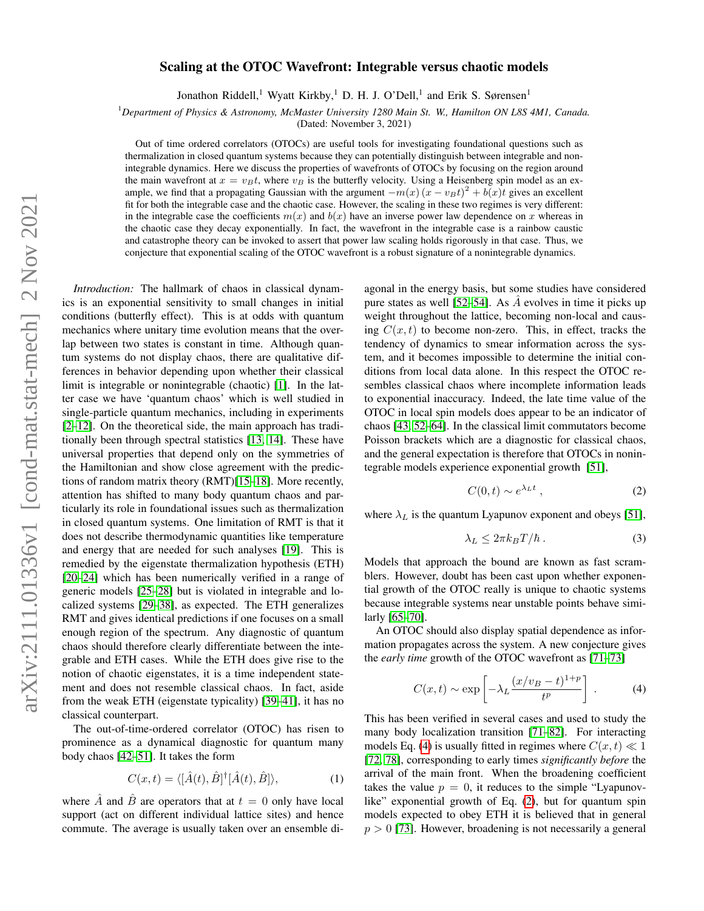# Scaling at the OTOC Wavefront: Integrable versus chaotic models

Jonathon Riddell,[1] Wyatt Kirkby,[1] D. H. J. O'Dell,[1] and Erik S. Sørensen[1]

[1]*Department of Physics & Astronomy, McMaster University 1280 Main St. W., Hamilton ON L8S 4M1, Canada.*

(Dated: November 3, 2021)

Out of time ordered correlators (OTOCs) are useful tools for investigating foundational questions such as thermalization in closed quantum systems because they can potentially distinguish between integrable and non-integrable dynamics. Here we discuss the properties of wavefronts of OTOCs by focusing on the region around the main wavefront at $x = v_B t$, where $v_B$ is the butterfly velocity. Using a Heisenberg spin model as an example, we find that a propagating Gaussian with the argument $-m(x)\,(x - v_B t)^2 + b(x)t$ gives an excellent fit for both the integrable case and the chaotic case. However, the scaling in these two regimes is very different: in the integrable case the coefficients $m(x)$ and $b(x)$ have an inverse power law dependence on $x$ whereas in the chaotic case they decay exponentially. In fact, the wavefront in the integrable case is a rainbow caustic and catastrophe theory can be invoked to assert that power law scaling holds rigorously in that case. Thus, we conjecture that exponential scaling of the OTOC wavefront is a robust signature of a nonintegrable dynamics.

*Introduction:* The hallmark of chaos in classical dynamics is an exponential sensitivity to small changes in initial conditions (butterfly effect). This is at odds with quantum mechanics where unitary time evolution means that the overlap between two states is constant in time. Although quantum systems do not display chaos, there are qualitative differences in behavior depending upon whether their classical limit is integrable or nonintegrable (chaotic) [1]. In the latter case we have 'quantum chaos' which is well studied in single-particle quantum mechanics, including in experiments [2–12]. On the theoretical side, the main approach has traditionally been through spectral statistics [13, 14]. These have universal properties that depend only on the symmetries of the Hamiltonian and show close agreement with the predictions of random matrix theory (RMT)[15–18]. More recently, attention has shifted to many body quantum chaos and particularly its role in foundational issues such as thermalization in closed quantum systems. One limitation of RMT is that it does not describe thermodynamic quantities like temperature and energy that are needed for such analyses [19]. This is remedied by the eigenstate thermalization hypothesis (ETH) [20–24] which has been numerically verified in a range of generic models [25–28] but is violated in integrable and localized systems [29–38], as expected. The ETH generalizes RMT and gives identical predictions if one focuses on a small enough region of the spectrum. Any diagnostic of quantum chaos should therefore clearly differentiate between the integrable and ETH cases. While the ETH does give rise to the notion of chaotic eigenstates, it is a time independent statement and does not resemble classical chaos. In fact, aside from the weak ETH (eigenstate typicality) [39–41], it has no classical counterpart.

The out-of-time-ordered correlator (OTOC) has risen to prominence as a dynamical diagnostic for quantum many body chaos [42–51]. It takes the form

$$C(x,t) = \langle [\hat{A}(t), \hat{B}]^\dagger [\hat{A}(t), \hat{B}] \rangle, \tag{1}$$

where $\hat{A}$ and $\hat{B}$ are operators that at $t = 0$ only have local support (act on different individual lattice sites) and hence commute. The average is usually taken over an ensemble diagonal in the energy basis, but some studies have considered pure states as well [52–54]. As $\hat{A}$ evolves in time it picks up weight throughout the lattice, becoming non-local and causing $C(x,t)$ to become non-zero. This, in effect, tracks the tendency of dynamics to smear information across the system, and it becomes impossible to determine the initial conditions from local data alone. In this respect the OTOC resembles classical chaos where incomplete information leads to exponential inaccuracy. Indeed, the late time value of the OTOC in local spin models does appear to be an indicator of chaos [43, 52–64]. In the classical limit commutators become Poisson brackets which are a diagnostic for classical chaos, and the general expectation is therefore that OTOCs in nonintegrable models experience exponential growth [51],

$$C(0,t) \sim e^{\lambda_L t}\,, \tag{2}$$

where $\lambda_L$ is the quantum Lyapunov exponent and obeys [51],

$$\lambda_L \leq 2\pi k_B T/\hbar\,. \tag{3}$$

Models that approach the bound are known as fast scramblers. However, doubt has been cast upon whether exponential growth of the OTOC really is unique to chaotic systems because integrable systems near unstable points behave similarly [65–70].

An OTOC should also display spatial dependence as information propagates across the system. A new conjecture gives the *early time* growth of the OTOC wavefront as [71–73]

$$C(x,t) \sim \exp\left[-\lambda_L \frac{(x/v_B - t)^{1+p}}{t^p}\right]\,. \tag{4}$$

This has been verified in several cases and used to study the many body localization transition [71–82]. For interacting models Eq. (4) is usually fitted in regimes where $C(x,t) \ll 1$ [72, 78], corresponding to early times *significantly before* the arrival of the main front. When the broadening coefficient takes the value $p = 0$, it reduces to the simple "Lyapunov-like" exponential growth of Eq. (2), but for quantum spin models expected to obey ETH it is believed that in general $p > 0$ [73]. However, broadening is not necessarily a general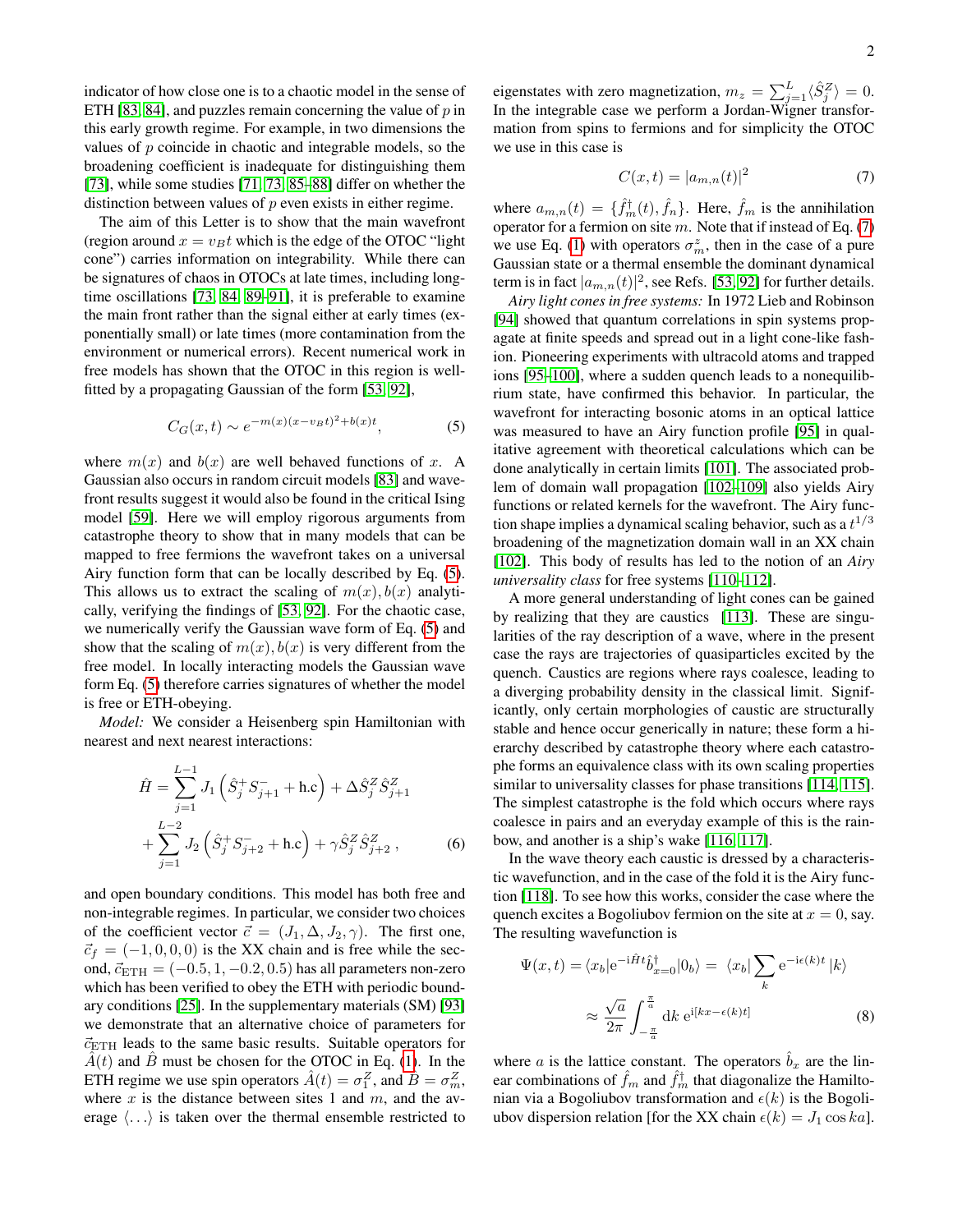indicator of how close one is to a chaotic model in the sense of ETH [83, 84], and puzzles remain concerning the value of $p$ in this early growth regime. For example, in two dimensions the values of $p$ coincide in chaotic and integrable models, so the broadening coefficient is inadequate for distinguishing them [73], while some studies [71, 73, 85–88] differ on whether the distinction between values of $p$ even exists in either regime.

The aim of this Letter is to show that the main wavefront (region around $x = v_B t$ which is the edge of the OTOC "light cone") carries information on integrability. While there can be signatures of chaos in OTOCs at late times, including long-time oscillations [73, 84, 89–91], it is preferable to examine the main front rather than the signal either at early times (exponentially small) or late times (more contamination from the environment or numerical errors). Recent numerical work in free models has shown that the OTOC in this region is well-fitted by a propagating Gaussian of the form [53, 92],

$$C_G(x,t) \sim e^{-m(x)(x-v_B t)^2 + b(x)t}, \tag{5}$$

where $m(x)$ and $b(x)$ are well behaved functions of $x$. A Gaussian also occurs in random circuit models [83] and wavefront results suggest it would also be found in the critical Ising model [59]. Here we will employ rigorous arguments from catastrophe theory to show that in many models that can be mapped to free fermions the wavefront takes on a universal Airy function form that can be locally described by Eq. (5). This allows us to extract the scaling of $m(x), b(x)$ analytically, verifying the findings of [53, 92]. For the chaotic case, we numerically verify the Gaussian wave form of Eq. (5) and show that the scaling of $m(x), b(x)$ is very different from the free model. In locally interacting models the Gaussian wave form Eq. (5) therefore carries signatures of whether the model is free or ETH-obeying.

*Model:* We consider a Heisenberg spin Hamiltonian with nearest and next nearest interactions:

$$\begin{aligned}\hat{H} = &\sum_{j=1}^{L-1} J_1 \left( \hat{S}_j^+ S_{j+1}^- + \text{h.c} \right) + \Delta \hat{S}_j^Z \hat{S}_{j+1}^Z \\ &+ \sum_{j=1}^{L-2} J_2 \left( \hat{S}_j^+ S_{j+2}^- + \text{h.c} \right) + \gamma \hat{S}_j^Z \hat{S}_{j+2}^Z \,, \end{aligned} \tag{6}$$

and open boundary conditions. This model has both free and non-integrable regimes. In particular, we consider two choices of the coefficient vector $\vec{c} = (J_1, \Delta, J_2, \gamma)$. The first one, $\vec{c}_f = (-1, 0, 0, 0)$ is the XX chain and is free while the second, $\vec{c}_{\text{ETH}} = (-0.5, 1, -0.2, 0.5)$ has all parameters non-zero which has been verified to obey the ETH with periodic boundary conditions [25]. In the supplementary materials (SM) [93] we demonstrate that an alternative choice of parameters for $\vec{c}_{\text{ETH}}$ leads to the same basic results. Suitable operators for $\hat{A}(t)$ and $\hat{B}$ must be chosen for the OTOC in Eq. (1). In the ETH regime we use spin operators $\hat{A}(t) = \sigma_1^Z$, and $\hat{B} = \sigma_m^Z$, where $x$ is the distance between sites 1 and $m$, and the average $\langle \ldots \rangle$ is taken over the thermal ensemble restricted to eigenstates with zero magnetization, $m_z = \sum_{j=1}^{L} \langle \hat{S}_j^Z \rangle = 0$. In the integrable case we perform a Jordan-Wigner transformation from spins to fermions and for simplicity the OTOC we use in this case is

$$C(x,t) = |a_{m,n}(t)|^2 \tag{7}$$

where $a_{m,n}(t) = \{\hat{f}_m^\dagger(t), \hat{f}_n\}$. Here, $\hat{f}_m$ is the annihilation operator for a fermion on site $m$. Note that if instead of Eq. (7) we use Eq. (1) with operators $\sigma_m^z$, then in the case of a pure Gaussian state or a thermal ensemble the dominant dynamical term is in fact $|a_{m,n}(t)|^2$, see Refs. [53, 92] for further details.

*Airy light cones in free systems:* In 1972 Lieb and Robinson [94] showed that quantum correlations in spin systems propagate at finite speeds and spread out in a light cone-like fashion. Pioneering experiments with ultracold atoms and trapped ions [95–100], where a sudden quench leads to a nonequilibrium state, have confirmed this behavior. In particular, the wavefront for interacting bosonic atoms in an optical lattice was measured to have an Airy function profile [95] in qualitative agreement with theoretical calculations which can be done analytically in certain limits [101]. The associated problem of domain wall propagation [102–109] also yields Airy functions or related kernels for the wavefront. The Airy function shape implies a dynamical scaling behavior, such as a $t^{1/3}$ broadening of the magnetization domain wall in an XX chain [102]. This body of results has led to the notion of an *Airy universality class* for free systems [110–112].

A more general understanding of light cones can be gained by realizing that they are caustics [113]. These are singularities of the ray description of a wave, where in the present case the rays are trajectories of quasiparticles excited by the quench. Caustics are regions where rays coalesce, leading to a diverging probability density in the classical limit. Significantly, only certain morphologies of caustic are structurally stable and hence occur generically in nature; these form a hierarchy described by catastrophe theory where each catastrophe forms an equivalence class with its own scaling properties similar to universality classes for phase transitions [114, 115]. The simplest catastrophe is the fold which occurs where rays coalesce in pairs and an everyday example of this is the rainbow, and another is a ship's wake [116, 117].

In the wave theory each caustic is dressed by a characteristic wavefunction, and in the case of the fold it is the Airy function [118]. To see how this works, consider the case where the quench excites a Bogoliubov fermion on the site at $x = 0$, say. The resulting wavefunction is

$$\begin{aligned}\Psi(x,t) = \langle x_b | \mathrm{e}^{-\mathrm{i}\hat{H}t} \hat{b}_{x=0}^\dagger |0_b\rangle = &\ \langle x_b | \sum_k \mathrm{e}^{-\mathrm{i}\epsilon(k)t} |k\rangle \\ \approx \frac{\sqrt{a}}{2\pi} &\int_{-\frac{\pi}{a}}^{\frac{\pi}{a}} \mathrm{d}k \ \mathrm{e}^{\mathrm{i}[kx - \epsilon(k)t]} \end{aligned} \tag{8}$$

where $a$ is the lattice constant. The operators $\hat{b}_x$ are the linear combinations of $\hat{f}_m$ and $\hat{f}_m^\dagger$ that diagonalize the Hamiltonian via a Bogoliubov transformation and $\epsilon(k)$ is the Bogoliubov dispersion relation [for the XX chain $\epsilon(k) = J_1 \cos ka$].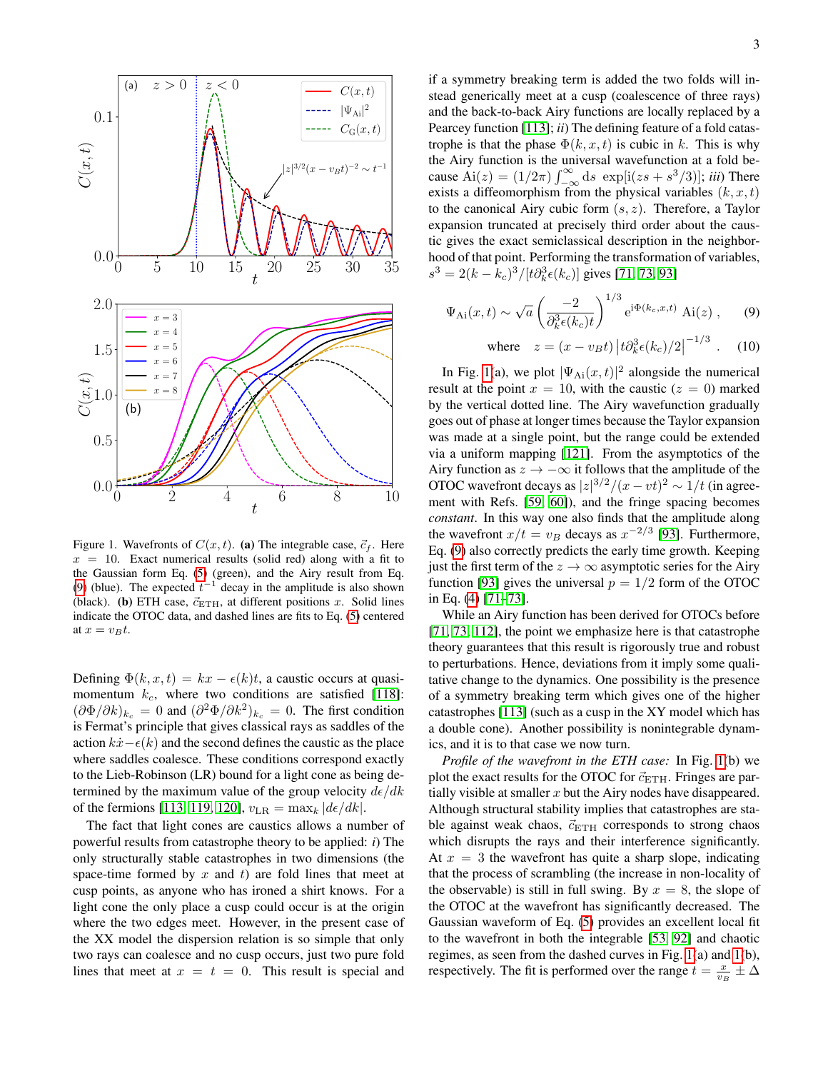Figure 1. Wavefronts of $C(x,t)$. **(a)** The integrable case, $\vec{c}_f$. Here $x = 10$. Exact numerical results (solid red) along with a fit to the Gaussian form Eq. (5) (green), and the Airy result from Eq. (9) (blue). The expected $t^{-1}$ decay in the amplitude is also shown (black). **(b)** ETH case, $\vec{c}_{\rm ETH}$, at different positions $x$. Solid lines indicate the OTOC data, and dashed lines are fits to Eq. (5) centered at $x = v_B t$.

Defining $\Phi(k,x,t) = kx - \epsilon(k)t$, a caustic occurs at quasi-momentum $k_c$, where two conditions are satisfied [118]: $(\partial\Phi/\partial k)_{k_c} = 0$ and $(\partial^2\Phi/\partial k^2)_{k_c} = 0$. The first condition is Fermat's principle that gives classical rays as saddles of the action $k\dot{x} - \epsilon(k)$ and the second defines the caustic as the place where saddles coalesce. These conditions correspond exactly to the Lieb-Robinson (LR) bound for a light cone as being determined by the maximum value of the group velocity $d\epsilon/dk$ of the fermions [113, 119, 120], $v_{\rm LR} = \max_k |d\epsilon/dk|$.

The fact that light cones are caustics allows a number of powerful results from catastrophe theory to be applied: *i)* The only structurally stable catastrophes in two dimensions (the space-time formed by $x$ and $t$) are fold lines that meet at cusp points, as anyone who has ironed a shirt knows. For a light cone the only place a cusp could occur is at the origin where the two edges meet. However, in the present case of the XX model the dispersion relation is so simple that only two rays can coalesce and no cusp occurs, just two pure fold lines that meet at $x = t = 0$. This result is special and if a symmetry breaking term is added the two folds will instead generically meet at a cusp (coalescence of three rays) and the back-to-back Airy functions are locally replaced by a Pearcey function [113]; *ii)* The defining feature of a fold catastrophe is that the phase $\Phi(k,x,t)$ is cubic in $k$. This is why the Airy function is the universal wavefunction at a fold because $\mathrm{Ai}(z) = (1/2\pi)\int_{-\infty}^{\infty} \mathrm{d}s\ \exp[\mathrm{i}(zs + s^3/3)]$; *iii)* There exists a diffeomorphism from the physical variables $(k,x,t)$ to the canonical Airy cubic form $(s,z)$. Therefore, a Taylor expansion truncated at precisely third order about the caustic gives the exact semiclassical description in the neighborhood of that point. Performing the transformation of variables, $s^3 = 2(k-k_c)^3/[t\partial_k^3\epsilon(k_c)]$ gives [71, 73, 93]

$$\Psi_{\rm Ai}(x,t) \sim \sqrt{a}\left(\frac{-2}{\partial_k^3\epsilon(k_c)t}\right)^{1/3} \mathrm{e}^{\mathrm{i}\Phi(k_c,x,t)}\ \mathrm{Ai}(z)\ , \tag{9}$$

$$\text{where} \quad z = (x - v_B t)\left|t\partial_k^3\epsilon(k_c)/2\right|^{-1/3}. \tag{10}$$

In Fig. 1(a), we plot $|\Psi_{\rm Ai}(x,t)|^2$ alongside the numerical result at the point $x = 10$, with the caustic ($z = 0$) marked by the vertical dotted line. The Airy wavefunction gradually goes out of phase at longer times because the Taylor expansion was made at a single point, but the range could be extended via a uniform mapping [121]. From the asymptotics of the Airy function as $z \to -\infty$ it follows that the amplitude of the OTOC wavefront decays as $|z|^{3/2}/(x-vt)^2 \sim 1/t$ (in agreement with Refs. [59, 60]), and the fringe spacing becomes *constant*. In this way one also finds that the amplitude along the wavefront $x/t = v_B$ decays as $x^{-2/3}$ [93]. Furthermore, Eq. (9) also correctly predicts the early time growth. Keeping just the first term of the $z \to \infty$ asymptotic series for the Airy function [93] gives the universal $p = 1/2$ form of the OTOC in Eq. (4) [71–73].

While an Airy function has been derived for OTOCs before [71, 73, 112], the point we emphasize here is that catastrophe theory guarantees that this result is rigorously true and robust to perturbations. Hence, deviations from it imply some qualitative change to the dynamics. One possibility is the presence of a symmetry breaking term which gives one of the higher catastrophes [113] (such as a cusp in the XY model which has a double cone). Another possibility is nonintegrable dynamics, and it is to that case we now turn.

*Profile of the wavefront in the ETH case:* In Fig. 1(b) we plot the exact results for the OTOC for $\vec{c}_{\rm ETH}$. Fringes are partially visible at smaller $x$ but the Airy nodes have disappeared. Although structural stability implies that catastrophes are stable against weak chaos, $\vec{c}_{\rm ETH}$ corresponds to strong chaos which disrupts the rays and their interference significantly. At $x = 3$ the wavefront has quite a sharp slope, indicating that the process of scrambling (the increase in non-locality of the observable) is still in full swing. By $x = 8$, the slope of the OTOC at the wavefront has significantly decreased. The Gaussian waveform of Eq. (5) provides an excellent local fit to the wavefront in both the integrable [53, 92] and chaotic regimes, as seen from the dashed curves in Fig. 1(a) and 1(b), respectively. The fit is performed over the range $t = \frac{x}{v_B} \pm \Delta$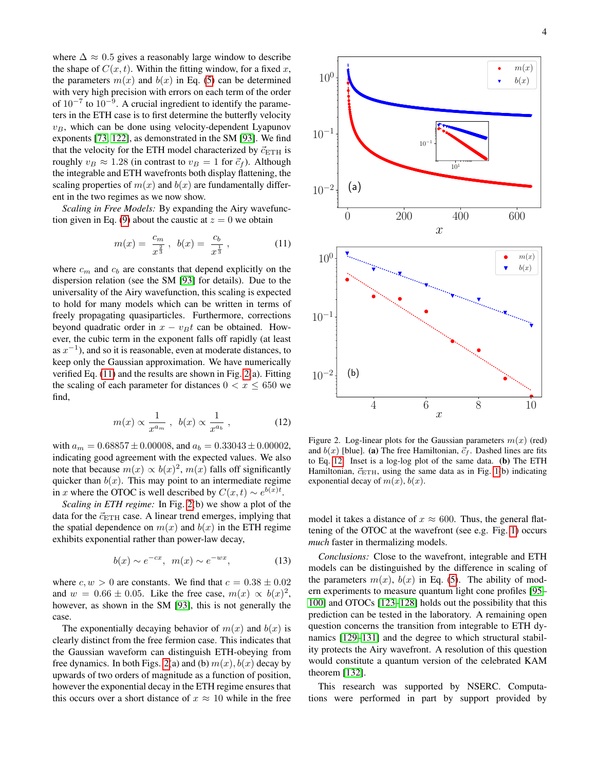where $\Delta \approx 0.5$ gives a reasonably large window to describe the shape of $C(x,t)$. Within the fitting window, for a fixed $x$, the parameters $m(x)$ and $b(x)$ in Eq. (5) can be determined with very high precision with errors on each term of the order of $10^{-7}$ to $10^{-9}$. A crucial ingredient to identify the parameters in the ETH case is to first determine the butterfly velocity $v_B$, which can be done using velocity-dependent Lyapunov exponents [73, 122], as demonstrated in the SM [93]. We find that the velocity for the ETH model characterized by $\vec{c}_{\mathrm{ETH}}$ is roughly $v_B \approx 1.28$ (in contrast to $v_B = 1$ for $\vec{c}_f$). Although the integrable and ETH wavefronts both display flattening, the scaling properties of $m(x)$ and $b(x)$ are fundamentally different in the two regimes as we now show.

*Scaling in Free Models:* By expanding the Airy wavefunction given in Eq. (9) about the caustic at $z = 0$ we obtain

$$m(x) = \frac{c_m}{x^{\frac{2}{3}}} \ , \quad b(x) = \frac{c_b}{x^{\frac{1}{3}}} \ , \tag{11}$$

where $c_m$ and $c_b$ are constants that depend explicitly on the dispersion relation (see the SM [93] for details). Due to the universality of the Airy wavefunction, this scaling is expected to hold for many models which can be written in terms of freely propagating quasiparticles. Furthermore, corrections beyond quadratic order in $x - v_B t$ can be obtained. However, the cubic term in the exponent falls off rapidly (at least as $x^{-1}$), and so it is reasonable, even at moderate distances, to keep only the Gaussian approximation. We have numerically verified Eq. (11) and the results are shown in Fig. 2(a). Fitting the scaling of each parameter for distances $0 < x \leq 650$ we find,

$$m(x) \propto \frac{1}{x^{a_m}} \ , \quad b(x) \propto \frac{1}{x^{a_b}} \ , \tag{12}$$

with $a_m = 0.68857 \pm 0.00008$, and $a_b = 0.33043 \pm 0.00002$, indicating good agreement with the expected values. We also note that because $m(x) \propto b(x)^2$, $m(x)$ falls off significantly quicker than $b(x)$. This may point to an intermediate regime in $x$ where the OTOC is well described by $C(x,t) \sim e^{b(x)t}$.

*Scaling in ETH regime:* In Fig. 2(b) we show a plot of the data for the $\vec{c}_{\mathrm{ETH}}$ case. A linear trend emerges, implying that the spatial dependence on $m(x)$ and $b(x)$ in the ETH regime exhibits exponential rather than power-law decay,

$$b(x) \sim e^{-cx}, \quad m(x) \sim e^{-wx}, \tag{13}$$

where $c, w > 0$ are constants. We find that $c = 0.38 \pm 0.02$ and $w = 0.66 \pm 0.05$. Like the free case, $m(x) \propto b(x)^2$, however, as shown in the SM [93], this is not generally the case.

The exponentially decaying behavior of $m(x)$ and $b(x)$ is clearly distinct from the free fermion case. This indicates that the Gaussian waveform can distinguish ETH-obeying from free dynamics. In both Figs. 2(a) and (b) $m(x), b(x)$ decay by upwards of two orders of magnitude as a function of position, however the exponential decay in the ETH regime ensures that this occurs over a short distance of $x \approx 10$ while in the free model it takes a distance of $x \approx 600$. Thus, the general flattening of the OTOC at the wavefront (see e.g. Fig. 1) occurs *much* faster in thermalizing models.

Figure 2. Log-linear plots for the Gaussian parameters $m(x)$ (red) and $b(x)$ [blue]. **(a)** The free Hamiltonian, $\vec{c}_f$. Dashed lines are fits to Eq. 12. Inset is a log-log plot of the same data. **(b)** The ETH Hamiltonian, $\vec{c}_{\mathrm{ETH}}$, using the same data as in Fig. 1(b) indicating exponential decay of $m(x), b(x)$.

*Conclusions:* Close to the wavefront, integrable and ETH models can be distinguished by the difference in scaling of the parameters $m(x)$, $b(x)$ in Eq. (5). The ability of modern experiments to measure quantum light cone profiles [95–100] and OTOCs [123–128] holds out the possibility that this prediction can be tested in the laboratory. A remaining open question concerns the transition from integrable to ETH dynamics [129–131] and the degree to which structural stability protects the Airy wavefront. A resolution of this question would constitute a quantum version of the celebrated KAM theorem [132].

This research was supported by NSERC. Computations were performed in part by support provided by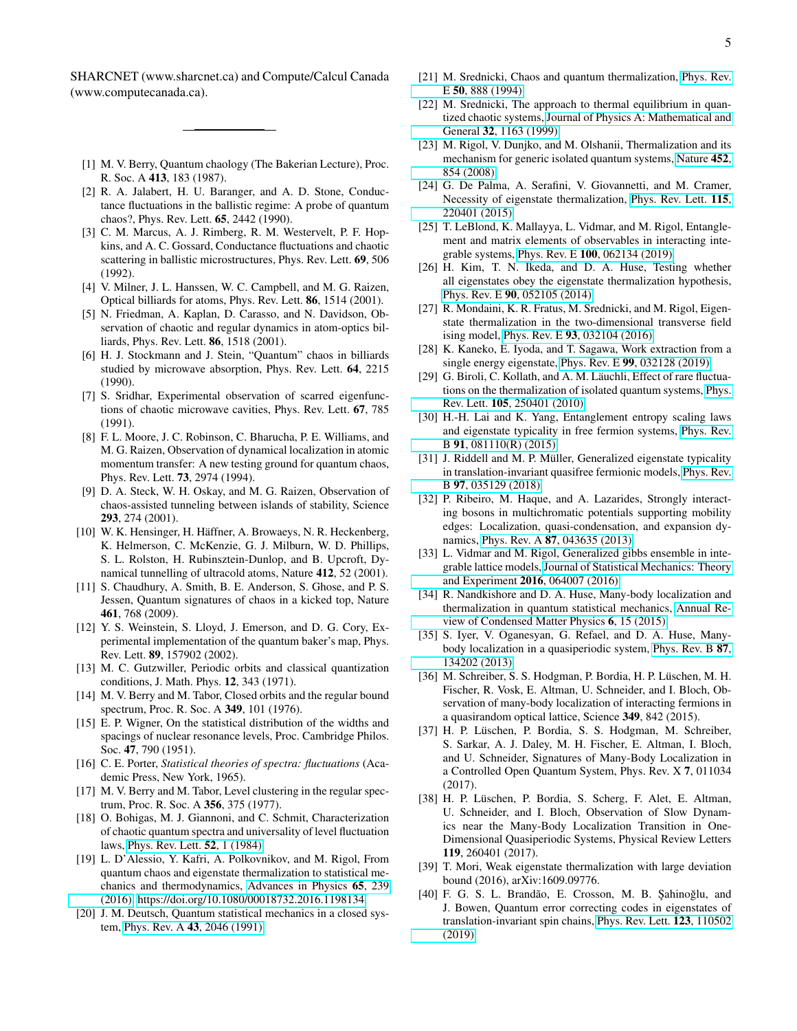SHARCNET (www.sharcnet.ca) and Compute/Calcul Canada (www.computecanada.ca).

---

- [1] M. V. Berry, Quantum chaology (The Bakerian Lecture), Proc. R. Soc. A **413**, 183 (1987).
- [2] R. A. Jalabert, H. U. Baranger, and A. D. Stone, Conductance fluctuations in the ballistic regime: A probe of quantum chaos?, Phys. Rev. Lett. **65**, 2442 (1990).
- [3] C. M. Marcus, A. J. Rimberg, R. M. Westervelt, P. F. Hopkins, and A. C. Gossard, Conductance fluctuations and chaotic scattering in ballistic microstructures, Phys. Rev. Lett. **69**, 506 (1992).
- [4] V. Milner, J. L. Hanssen, W. C. Campbell, and M. G. Raizen, Optical billiards for atoms, Phys. Rev. Lett. **86**, 1514 (2001).
- [5] N. Friedman, A. Kaplan, D. Carasso, and N. Davidson, Observation of chaotic and regular dynamics in atom-optics billiards, Phys. Rev. Lett. **86**, 1518 (2001).
- [6] H. J. Stockmann and J. Stein, "Quantum" chaos in billiards studied by microwave absorption, Phys. Rev. Lett. **64**, 2215 (1990).
- [7] S. Sridhar, Experimental observation of scarred eigenfunctions of chaotic microwave cavities, Phys. Rev. Lett. **67**, 785 (1991).
- [8] F. L. Moore, J. C. Robinson, C. Bharucha, P. E. Williams, and M. G. Raizen, Observation of dynamical localization in atomic momentum transfer: A new testing ground for quantum chaos, Phys. Rev. Lett. **73**, 2974 (1994).
- [9] D. A. Steck, W. H. Oskay, and M. G. Raizen, Observation of chaos-assisted tunneling between islands of stability, Science **293**, 274 (2001).
- [10] W. K. Hensinger, H. Häffner, A. Browaeys, N. R. Heckenberg, K. Helmerson, C. McKenzie, G. J. Milburn, W. D. Phillips, S. L. Rolston, H. Rubinsztein-Dunlop, and B. Upcroft, Dynamical tunnelling of ultracold atoms, Nature **412**, 52 (2001).
- [11] S. Chaudhury, A. Smith, B. E. Anderson, S. Ghose, and P. S. Jessen, Quantum signatures of chaos in a kicked top, Nature **461**, 768 (2009).
- [12] Y. S. Weinstein, S. Lloyd, J. Emerson, and D. G. Cory, Experimental implementation of the quantum baker's map, Phys. Rev. Lett. **89**, 157902 (2002).
- [13] M. C. Gutzwiller, Periodic orbits and classical quantization conditions, J. Math. Phys. **12**, 343 (1971).
- [14] M. V. Berry and M. Tabor, Closed orbits and the regular bound spectrum, Proc. R. Soc. A **349**, 101 (1976).
- [15] E. P. Wigner, On the statistical distribution of the widths and spacings of nuclear resonance levels, Proc. Cambridge Philos. Soc. **47**, 790 (1951).
- [16] C. E. Porter, *Statistical theories of spectra: fluctuations* (Academic Press, New York, 1965).
- [17] M. V. Berry and M. Tabor, Level clustering in the regular spectrum, Proc. R. Soc. A **356**, 375 (1977).
- [18] O. Bohigas, M. J. Giannoni, and C. Schmit, Characterization of chaotic quantum spectra and universality of level fluctuation laws, Phys. Rev. Lett. **52**, 1 (1984).
- [19] L. D'Alessio, Y. Kafri, A. Polkovnikov, and M. Rigol, From quantum chaos and eigenstate thermalization to statistical mechanics and thermodynamics, Advances in Physics **65**, 239 (2016), https://doi.org/10.1080/00018732.2016.1198134.
- [20] J. M. Deutsch, Quantum statistical mechanics in a closed system, Phys. Rev. A **43**, 2046 (1991).
- [21] M. Srednicki, Chaos and quantum thermalization, Phys. Rev. E **50**, 888 (1994).
- [22] M. Srednicki, The approach to thermal equilibrium in quantized chaotic systems, Journal of Physics A: Mathematical and General **32**, 1163 (1999).
- [23] M. Rigol, V. Dunjko, and M. Olshanii, Thermalization and its mechanism for generic isolated quantum systems, Nature **452**, 854 (2008).
- [24] G. De Palma, A. Serafini, V. Giovannetti, and M. Cramer, Necessity of eigenstate thermalization, Phys. Rev. Lett. **115**, 220401 (2015).
- [25] T. LeBlond, K. Mallayya, L. Vidmar, and M. Rigol, Entanglement and matrix elements of observables in interacting integrable systems, Phys. Rev. E **100**, 062134 (2019).
- [26] H. Kim, T. N. Ikeda, and D. A. Huse, Testing whether all eigenstates obey the eigenstate thermalization hypothesis, Phys. Rev. E **90**, 052105 (2014).
- [27] R. Mondaini, K. R. Fratus, M. Srednicki, and M. Rigol, Eigenstate thermalization in the two-dimensional transverse field ising model, Phys. Rev. E **93**, 032104 (2016).
- [28] K. Kaneko, E. Iyoda, and T. Sagawa, Work extraction from a single energy eigenstate, Phys. Rev. E **99**, 032128 (2019).
- [29] G. Biroli, C. Kollath, and A. M. Läuchli, Effect of rare fluctuations on the thermalization of isolated quantum systems, Phys. Rev. Lett. **105**, 250401 (2010).
- [30] H.-H. Lai and K. Yang, Entanglement entropy scaling laws and eigenstate typicality in free fermion systems, Phys. Rev. B **91**, 081110(R) (2015).
- [31] J. Riddell and M. P. Müller, Generalized eigenstate typicality in translation-invariant quasifree fermionic models, Phys. Rev. B **97**, 035129 (2018).
- [32] P. Ribeiro, M. Haque, and A. Lazarides, Strongly interacting bosons in multichromatic potentials supporting mobility edges: Localization, quasi-condensation, and expansion dynamics, Phys. Rev. A **87**, 043635 (2013).
- [33] L. Vidmar and M. Rigol, Generalized gibbs ensemble in integrable lattice models, Journal of Statistical Mechanics: Theory and Experiment **2016**, 064007 (2016).
- [34] R. Nandkishore and D. A. Huse, Many-body localization and thermalization in quantum statistical mechanics, Annual Review of Condensed Matter Physics **6**, 15 (2015).
- [35] S. Iyer, V. Oganesyan, G. Refael, and D. A. Huse, Many-body localization in a quasiperiodic system, Phys. Rev. B **87**, 134202 (2013).
- [36] M. Schreiber, S. S. Hodgman, P. Bordia, H. P. Lüschen, M. H. Fischer, R. Vosk, E. Altman, U. Schneider, and I. Bloch, Observation of many-body localization of interacting fermions in a quasirandom optical lattice, Science **349**, 842 (2015).
- [37] H. P. Lüschen, P. Bordia, S. S. Hodgman, M. Schreiber, S. Sarkar, A. J. Daley, M. H. Fischer, E. Altman, I. Bloch, and U. Schneider, Signatures of Many-Body Localization in a Controlled Open Quantum System, Phys. Rev. X **7**, 011034 (2017).
- [38] H. P. Lüschen, P. Bordia, S. Scherg, F. Alet, E. Altman, U. Schneider, and I. Bloch, Observation of Slow Dynamics near the Many-Body Localization Transition in One-Dimensional Quasiperiodic Systems, Physical Review Letters **119**, 260401 (2017).
- [39] T. Mori, Weak eigenstate thermalization with large deviation bound (2016), arXiv:1609.09776.
- [40] F. G. S. L. Brandão, E. Crosson, M. B. Şahinoğlu, and J. Bowen, Quantum error correcting codes in eigenstates of translation-invariant spin chains, Phys. Rev. Lett. **123**, 110502 (2019).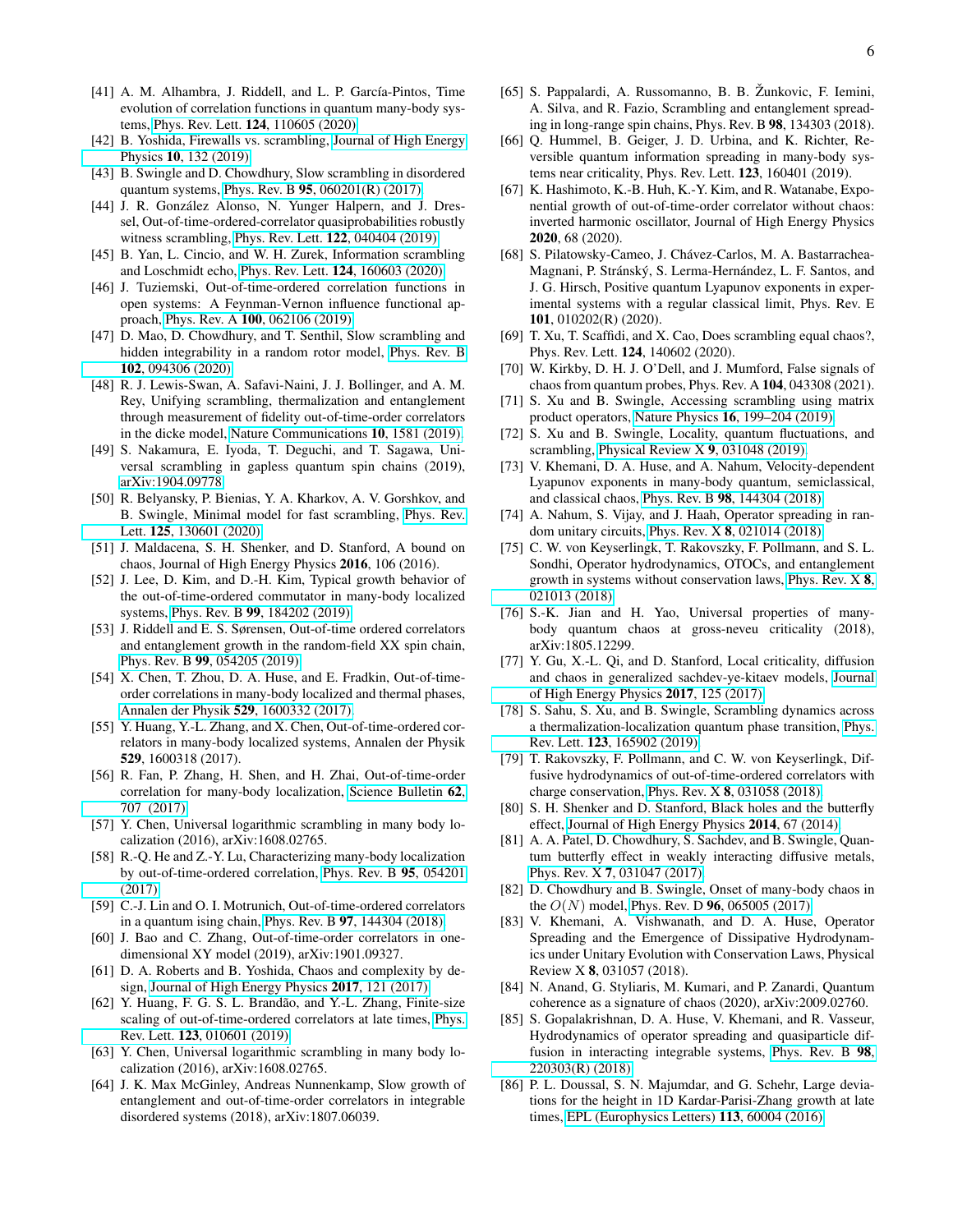[41] A. M. Alhambra, J. Riddell, and L. P. García-Pintos, Time evolution of correlation functions in quantum many-body systems, Phys. Rev. Lett. **124**, 110605 (2020).

[42] B. Yoshida, Firewalls vs. scrambling, Journal of High Energy Physics **10**, 132 (2019).

[43] B. Swingle and D. Chowdhury, Slow scrambling in disordered quantum systems, Phys. Rev. B **95**, 060201(R) (2017).

[44] J. R. González Alonso, N. Yunger Halpern, and J. Dressel, Out-of-time-ordered-correlator quasiprobabilities robustly witness scrambling, Phys. Rev. Lett. **122**, 040404 (2019).

[45] B. Yan, L. Cincio, and W. H. Zurek, Information scrambling and Loschmidt echo, Phys. Rev. Lett. **124**, 160603 (2020).

[46] J. Tuziemski, Out-of-time-ordered correlation functions in open systems: A Feynman-Vernon influence functional approach, Phys. Rev. A **100**, 062106 (2019).

[47] D. Mao, D. Chowdhury, and T. Senthil, Slow scrambling and hidden integrability in a random rotor model, Phys. Rev. B **102**, 094306 (2020).

[48] R. J. Lewis-Swan, A. Safavi-Naini, J. J. Bollinger, and A. M. Rey, Unifying scrambling, thermalization and entanglement through measurement of fidelity out-of-time-order correlators in the dicke model, Nature Communications **10**, 1581 (2019).

[49] S. Nakamura, E. Iyoda, T. Deguchi, and T. Sagawa, Universal scrambling in gapless quantum spin chains (2019), arXiv:1904.09778.

[50] R. Belyansky, P. Bienias, Y. A. Kharkov, A. V. Gorshkov, and B. Swingle, Minimal model for fast scrambling, Phys. Rev. Lett. **125**, 130601 (2020).

[51] J. Maldacena, S. H. Shenker, and D. Stanford, A bound on chaos, Journal of High Energy Physics **2016**, 106 (2016).

[52] J. Lee, D. Kim, and D.-H. Kim, Typical growth behavior of the out-of-time-ordered commutator in many-body localized systems, Phys. Rev. B **99**, 184202 (2019).

[53] J. Riddell and E. S. Sørensen, Out-of-time ordered correlators and entanglement growth in the random-field XX spin chain, Phys. Rev. B **99**, 054205 (2019).

[54] X. Chen, T. Zhou, D. A. Huse, and E. Fradkin, Out-of-time-order correlations in many-body localized and thermal phases, Annalen der Physik **529**, 1600332 (2017).

[55] Y. Huang, Y.-L. Zhang, and X. Chen, Out-of-time-ordered correlators in many-body localized systems, Annalen der Physik **529**, 1600318 (2017).

[56] R. Fan, P. Zhang, H. Shen, and H. Zhai, Out-of-time-order correlation for many-body localization, Science Bulletin **62**, 707 (2017).

[57] Y. Chen, Universal logarithmic scrambling in many body localization (2016), arXiv:1608.02765.

[58] R.-Q. He and Z.-Y. Lu, Characterizing many-body localization by out-of-time-ordered correlation, Phys. Rev. B **95**, 054201 (2017).

[59] C.-J. Lin and O. I. Motrunich, Out-of-time-ordered correlators in a quantum ising chain, Phys. Rev. B **97**, 144304 (2018).

[60] J. Bao and C. Zhang, Out-of-time-order correlators in one-dimensional XY model (2019), arXiv:1901.09327.

[61] D. A. Roberts and B. Yoshida, Chaos and complexity by design, Journal of High Energy Physics **2017**, 121 (2017).

[62] Y. Huang, F. G. S. L. Brandão, and Y.-L. Zhang, Finite-size scaling of out-of-time-ordered correlators at late times, Phys. Rev. Lett. **123**, 010601 (2019).

[63] Y. Chen, Universal logarithmic scrambling in many body localization (2016), arXiv:1608.02765.

[64] J. K. Max McGinley, Andreas Nunnenkamp, Slow growth of entanglement and out-of-time-order correlators in integrable disordered systems (2018), arXiv:1807.06039.

[65] S. Pappalardi, A. Russomanno, B. B. Žunkovic, F. Iemini, A. Silva, and R. Fazio, Scrambling and entanglement spreading in long-range spin chains, Phys. Rev. B **98**, 134303 (2018).

[66] Q. Hummel, B. Geiger, J. D. Urbina, and K. Richter, Reversible quantum information spreading in many-body systems near criticality, Phys. Rev. Lett. **123**, 160401 (2019).

[67] K. Hashimoto, K.-B. Huh, K.-Y. Kim, and R. Watanabe, Exponential growth of out-of-time-order correlator without chaos: inverted harmonic oscillator, Journal of High Energy Physics **2020**, 68 (2020).

[68] S. Pilatowsky-Cameo, J. Chávez-Carlos, M. A. Bastarrachea-Magnani, P. Stránský, S. Lerma-Hernández, L. F. Santos, and J. G. Hirsch, Positive quantum Lyapunov exponents in experimental systems with a regular classical limit, Phys. Rev. E **101**, 010202(R) (2020).

[69] T. Xu, T. Scaffidi, and X. Cao, Does scrambling equal chaos?, Phys. Rev. Lett. **124**, 140602 (2020).

[70] W. Kirkby, D. H. J. O'Dell, and J. Mumford, False signals of chaos from quantum probes, Phys. Rev. A **104**, 043308 (2021).

[71] S. Xu and B. Swingle, Accessing scrambling using matrix product operators, Nature Physics **16**, 199–204 (2019).

[72] S. Xu and B. Swingle, Locality, quantum fluctuations, and scrambling, Physical Review X **9**, 031048 (2019).

[73] V. Khemani, D. A. Huse, and A. Nahum, Velocity-dependent Lyapunov exponents in many-body quantum, semiclassical, and classical chaos, Phys. Rev. B **98**, 144304 (2018).

[74] A. Nahum, S. Vijay, and J. Haah, Operator spreading in random unitary circuits, Phys. Rev. X **8**, 021014 (2018).

[75] C. W. von Keyserlingk, T. Rakovszky, F. Pollmann, and S. L. Sondhi, Operator hydrodynamics, OTOCs, and entanglement growth in systems without conservation laws, Phys. Rev. X **8**, 021013 (2018).

[76] S.-K. Jian and H. Yao, Universal properties of many-body quantum chaos at gross-neveu criticality (2018), arXiv:1805.12299.

[77] Y. Gu, X.-L. Qi, and D. Stanford, Local criticality, diffusion and chaos in generalized sachdev-ye-kitaev models, Journal of High Energy Physics **2017**, 125 (2017).

[78] S. Sahu, S. Xu, and B. Swingle, Scrambling dynamics across a thermalization-localization quantum phase transition, Phys. Rev. Lett. **123**, 165902 (2019).

[79] T. Rakovszky, F. Pollmann, and C. W. von Keyserlingk, Diffusive hydrodynamics of out-of-time-ordered correlators with charge conservation, Phys. Rev. X **8**, 031058 (2018).

[80] S. H. Shenker and D. Stanford, Black holes and the butterfly effect, Journal of High Energy Physics **2014**, 67 (2014).

[81] A. A. Patel, D. Chowdhury, S. Sachdev, and B. Swingle, Quantum butterfly effect in weakly interacting diffusive metals, Phys. Rev. X **7**, 031047 (2017).

[82] D. Chowdhury and B. Swingle, Onset of many-body chaos in the $O(N)$ model, Phys. Rev. D **96**, 065005 (2017).

[83] V. Khemani, A. Vishwanath, and D. A. Huse, Operator Spreading and the Emergence of Dissipative Hydrodynamics under Unitary Evolution with Conservation Laws, Physical Review X **8**, 031057 (2018).

[84] N. Anand, G. Styliaris, M. Kumari, and P. Zanardi, Quantum coherence as a signature of chaos (2020), arXiv:2009.02760.

[85] S. Gopalakrishnan, D. A. Huse, V. Khemani, and R. Vasseur, Hydrodynamics of operator spreading and quasiparticle diffusion in interacting integrable systems, Phys. Rev. B **98**, 220303(R) (2018).

[86] P. L. Doussal, S. N. Majumdar, and G. Schehr, Large deviations for the height in 1D Kardar-Parisi-Zhang growth at late times, EPL (Europhysics Letters) **113**, 60004 (2016).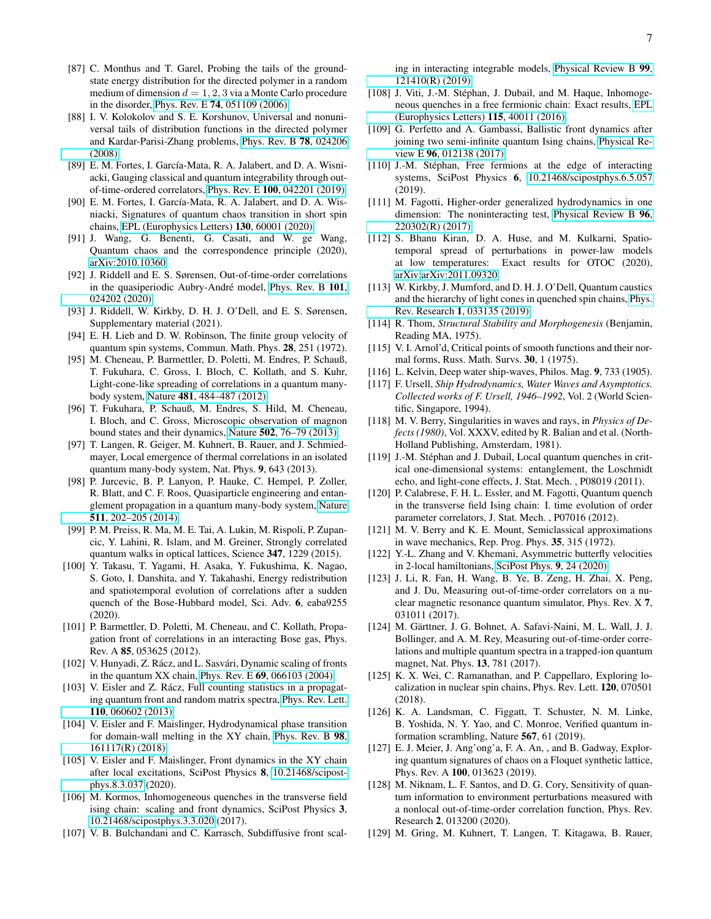[87] C. Monthus and T. Garel, Probing the tails of the ground-state energy distribution for the directed polymer in a random medium of dimension $d = 1, 2, 3$ via a Monte Carlo procedure in the disorder, Phys. Rev. E **74**, 051109 (2006).

[88] I. V. Kolokolov and S. E. Korshunov, Universal and nonuniversal tails of distribution functions in the directed polymer and Kardar-Parisi-Zhang problems, Phys. Rev. B **78**, 024206 (2008).

[89] E. M. Fortes, I. García-Mata, R. A. Jalabert, and D. A. Wisniacki, Gauging classical and quantum integrability through out-of-time-ordered correlators, Phys. Rev. E **100**, 042201 (2019).

[90] E. M. Fortes, I. García-Mata, R. A. Jalabert, and D. A. Wisniacki, Signatures of quantum chaos transition in short spin chains, EPL (Europhysics Letters) **130**, 60001 (2020).

[91] J. Wang, G. Benenti, G. Casati, and W. ge Wang, Quantum chaos and the correspondence principle (2020), arXiv:2010.10360.

[92] J. Riddell and E. S. Sørensen, Out-of-time-order correlations in the quasiperiodic Aubry-André model, Phys. Rev. B **101**, 024202 (2020).

[93] J. Riddell, W. Kirkby, D. H. J. O'Dell, and E. S. Sørensen, Supplementary material (2021).

[94] E. H. Lieb and D. W. Robinson, The finite group velocity of quantum spin systems, Commun. Math. Phys. **28**, 251 (1972).

[95] M. Cheneau, P. Barmettler, D. Poletti, M. Endres, P. Schauß, T. Fukuhara, C. Gross, I. Bloch, C. Kollath, and S. Kuhr, Light-cone-like spreading of correlations in a quantum many-body system, Nature **481**, 484–487 (2012).

[96] T. Fukuhara, P. Schauß, M. Endres, S. Hild, M. Cheneau, I. Bloch, and C. Gross, Microscopic observation of magnon bound states and their dynamics, Nature **502**, 76–79 (2013).

[97] T. Langen, R. Geiger, M. Kuhnert, B. Rauer, and J. Schmiedmayer, Local emergence of thermal correlations in an isolated quantum many-body system, Nat. Phys. **9**, 643 (2013).

[98] P. Jurcevic, B. P. Lanyon, P. Hauke, C. Hempel, P. Zoller, R. Blatt, and C. F. Roos, Quasiparticle engineering and entanglement propagation in a quantum many-body system, Nature **511**, 202–205 (2014).

[99] P. M. Preiss, R. Ma, M. E. Tai, A. Lukin, M. Rispoli, P. Zupancic, Y. Lahini, R. Islam, and M. Greiner, Strongly correlated quantum walks in optical lattices, Science **347**, 1229 (2015).

[100] Y. Takasu, T. Yagami, H. Asaka, Y. Fukushima, K. Nagao, S. Goto, I. Danshita, and Y. Takahashi, Energy redistribution and spatiotemporal evolution of correlations after a sudden quench of the Bose-Hubbard model, Sci. Adv. **6**, eaba9255 (2020).

[101] P. Barmettler, D. Poletti, M. Cheneau, and C. Kollath, Propagation front of correlations in an interacting Bose gas, Phys. Rev. A **85**, 053625 (2012).

[102] V. Hunyadi, Z. Rácz, and L. Sasvári, Dynamic scaling of fronts in the quantum XX chain, Phys. Rev. E **69**, 066103 (2004).

[103] V. Eisler and Z. Rácz, Full counting statistics in a propagating quantum front and random matrix spectra, Phys. Rev. Lett. **110**, 060602 (2013).

[104] V. Eisler and F. Maislinger, Hydrodynamical phase transition for domain-wall melting in the XY chain, Phys. Rev. B **98**, 161117(R) (2018).

[105] V. Eisler and F. Maislinger, Front dynamics in the XY chain after local excitations, SciPost Physics **8**, 10.21468/scipostphys.8.3.037 (2020).

[106] M. Kormos, Inhomogeneous quenches in the transverse field ising chain: scaling and front dynamics, SciPost Physics **3**, 10.21468/scipostphys.3.3.020 (2017).

[107] V. B. Bulchandani and C. Karrasch, Subdiffusive front scaling in interacting integrable models, Physical Review B **99**, 121410(R) (2019).

[108] J. Viti, J.-M. Stéphan, J. Dubail, and M. Haque, Inhomogeneous quenches in a free fermionic chain: Exact results, EPL (Europhysics Letters) **115**, 40011 (2016).

[109] G. Perfetto and A. Gambassi, Ballistic front dynamics after joining two semi-infinite quantum Ising chains, Physical Review E **96**, 012138 (2017).

[110] J.-M. Stéphan, Free fermions at the edge of interacting systems, SciPost Physics **6**, 10.21468/scipostphys.6.5.057 (2019).

[111] M. Fagotti, Higher-order generalized hydrodynamics in one dimension: The noninteracting test, Physical Review B **96**, 220302(R) (2017).

[112] S. Bhanu Kiran, D. A. Huse, and M. Kulkarni, Spatiotemporal spread of perturbations in power-law models at low temperatures: Exact results for OTOC (2020), arXiv:arXiv:2011.09320.

[113] W. Kirkby, J. Mumford, and D. H. J. O'Dell, Quantum caustics and the hierarchy of light cones in quenched spin chains, Phys. Rev. Research **1**, 033135 (2019).

[114] R. Thom, *Structural Stability and Morphogenesis* (Benjamin, Reading MA, 1975).

[115] V. I. Arnol'd, Critical points of smooth functions and their normal forms, Russ. Math. Survs. **30**, 1 (1975).

[116] L. Kelvin, Deep water ship-waves, Philos. Mag. **9**, 733 (1905).

[117] F. Ursell, *Ship Hydrodynamics, Water Waves and Asymptotics. Collected works of F. Ursell, 1946–1992*, Vol. 2 (World Scientific, Singapore, 1994).

[118] M. V. Berry, Singularities in waves and rays, in *Physics of Defects (1980)*, Vol. XXXV, edited by R. Balian and et al. (North-Holland Publishing, Amsterdam, 1981).

[119] J.-M. Stéphan and J. Dubail, Local quantum quenches in critical one-dimensional systems: entanglement, the Loschmidt echo, and light-cone effects, J. Stat. Mech. , P08019 (2011).

[120] P. Calabrese, F. H. L. Essler, and M. Fagotti, Quantum quench in the transverse field Ising chain: I. time evolution of order parameter correlators, J. Stat. Mech. , P07016 (2012).

[121] M. V. Berry and K. E. Mount, Semiclassical approximations in wave mechanics, Rep. Prog. Phys. **35**, 315 (1972).

[122] Y.-L. Zhang and V. Khemani, Asymmetric butterfly velocities in 2-local hamiltonians, SciPost Phys. **9**, 24 (2020).

[123] J. Li, R. Fan, H. Wang, B. Ye, B. Zeng, H. Zhai, X. Peng, and J. Du, Measuring out-of-time-order correlators on a nuclear magnetic resonance quantum simulator, Phys. Rev. X **7**, 031011 (2017).

[124] M. Gärttner, J. G. Bohnet, A. Safavi-Naini, M. L. Wall, J. J. Bollinger, and A. M. Rey, Measuring out-of-time-order correlations and multiple quantum spectra in a trapped-ion quantum magnet, Nat. Phys. **13**, 781 (2017).

[125] K. X. Wei, C. Ramanathan, and P. Cappellaro, Exploring localization in nuclear spin chains, Phys. Rev. Lett. **120**, 070501 (2018).

[126] K. A. Landsman, C. Figgatt, T. Schuster, N. M. Linke, B. Yoshida, N. Y. Yao, and C. Monroe, Verified quantum information scrambling, Nature **567**, 61 (2019).

[127] E. J. Meier, J. Ang'ong'a, F. A. An, , and B. Gadway, Exploring quantum signatures of chaos on a Floquet synthetic lattice, Phys. Rev. A **100**, 013623 (2019).

[128] M. Niknam, L. F. Santos, and D. G. Cory, Sensitivity of quantum information to environment perturbations measured with a nonlocal out-of-time-order correlation function, Phys. Rev. Research **2**, 013200 (2020).

[129] M. Gring, M. Kuhnert, T. Langen, T. Kitagawa, B. Rauer,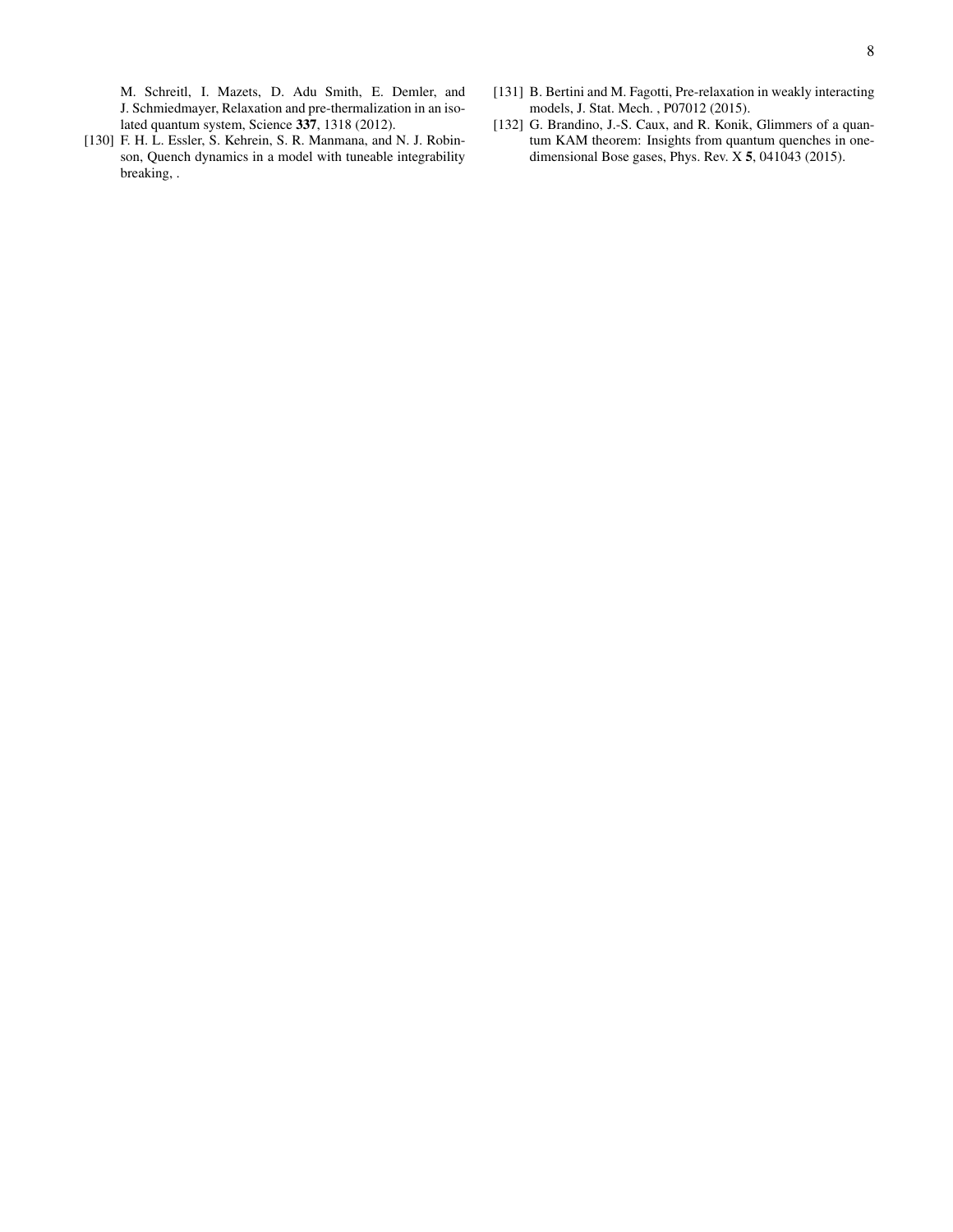M. Schreitl, I. Mazets, D. Adu Smith, E. Demler, and J. Schmiedmayer, Relaxation and pre-thermalization in an isolated quantum system, Science **337**, 1318 (2012).

[130] F. H. L. Essler, S. Kehrein, S. R. Manmana, and N. J. Robinson, Quench dynamics in a model with tuneable integrability breaking, .

[131] B. Bertini and M. Fagotti, Pre-relaxation in weakly interacting models, J. Stat. Mech. , P07012 (2015).

[132] G. Brandino, J.-S. Caux, and R. Konik, Glimmers of a quantum KAM theorem: Insights from quantum quenches in one-dimensional Bose gases, Phys. Rev. X **5**, 041043 (2015).